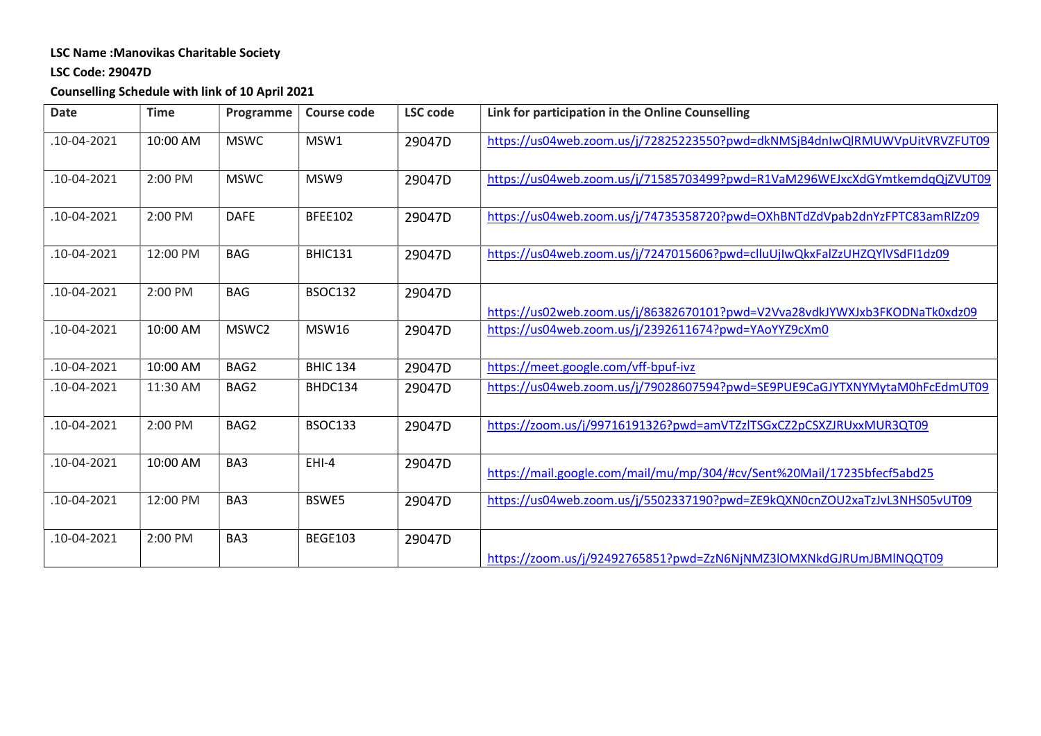**LSC Name :Manovikas Charitable Society**

**LSC Code: 29047D**

**Counselling Schedule with link of 10 April 2021**

| Date | Time | Programme | Course code | LSC code | Link for participation in the Online Counselling |
|---|---|---|---|---|---|
| .10-04-2021 | 10:00 AM | MSWC | MSW1 | 29047D | https://us04web.zoom.us/j/72825223550?pwd=dkNMSjB4dnIwQlRMUWVpUitVRVZFUT09 |
| .10-04-2021 | 2:00 PM | MSWC | MSW9 | 29047D | https://us04web.zoom.us/j/71585703499?pwd=R1VaM296WEJxcXdGYmtkemdqQjZVUT09 |
| .10-04-2021 | 2:00 PM | DAFE | BFEE102 | 29047D | https://us04web.zoom.us/j/74735358720?pwd=OXhBNTdZdVpab2dnYzFPTC83amRlZz09 |
| .10-04-2021 | 12:00 PM | BAG | BHIC131 | 29047D | https://us04web.zoom.us/j/7247015606?pwd=clluUjIwQkxFalZzUHZQYlVSdFI1dz09 |
| .10-04-2021 | 2:00 PM | BAG | BSOC132 | 29047D | https://us02web.zoom.us/j/86382670101?pwd=V2Vva28vdkJYWXJxb3FKODNaTk0xdz09 |
| .10-04-2021 | 10:00 AM | MSWC2 | MSW16 | 29047D | https://us04web.zoom.us/j/2392611674?pwd=YAoYYZ9cXm0 |
| .10-04-2021 | 10:00 AM | BAG2 | BHIC 134 | 29047D | https://meet.google.com/vff-bpuf-ivz |
| .10-04-2021 | 11:30 AM | BAG2 | BHDC134 | 29047D | https://us04web.zoom.us/j/79028607594?pwd=SE9PUE9CaGJYTXNYMytaM0hFcEdmUT09 |
| .10-04-2021 | 2:00 PM | BAG2 | BSOC133 | 29047D | https://zoom.us/j/99716191326?pwd=amVTZzlTSGxCZ2pCSXZJRUxxMUR3QT09 |
| .10-04-2021 | 10:00 AM | BA3 | EHI-4 | 29047D | https://mail.google.com/mail/mu/mp/304/#cv/Sent%20Mail/17235bfecf5abd25 |
| .10-04-2021 | 12:00 PM | BA3 | BSWE5 | 29047D | https://us04web.zoom.us/j/5502337190?pwd=ZE9kQXN0cnZOU2xaTzJvL3NHS05vUT09 |
| .10-04-2021 | 2:00 PM | BA3 | BEGE103 | 29047D | https://zoom.us/j/92492765851?pwd=ZzN6NjNMZ3lOMXNkdGJRUmJBMlNQQT09 |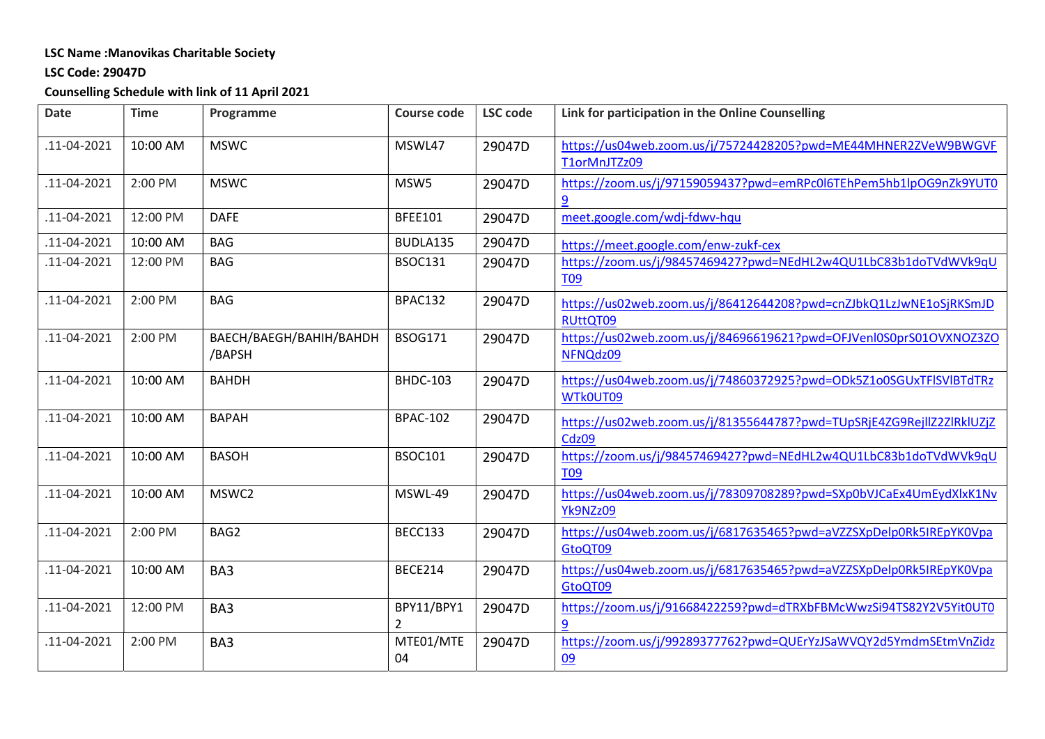**LSC Name :Manovikas Charitable Society**

**LSC Code: 29047D**

**Counselling Schedule with link of 11 April 2021**

| Date | Time | Programme | Course code | LSC code | Link for participation in the Online Counselling |
|---|---|---|---|---|---|
| .11-04-2021 | 10:00 AM | MSWC | MSWL47 | 29047D | https://us04web.zoom.us/j/75724428205?pwd=ME44MHNER2ZVeW9BWGVFT1orMnJTZz09 |
| .11-04-2021 | 2:00 PM | MSWC | MSW5 | 29047D | https://zoom.us/j/97159059437?pwd=emRPc0l6TEhPem5hb1lpOG9nZk9YUT09 |
| .11-04-2021 | 12:00 PM | DAFE | BFEE101 | 29047D | meet.google.com/wdj-fdwv-hqu |
| .11-04-2021 | 10:00 AM | BAG | BUDLA135 | 29047D | https://meet.google.com/enw-zukf-cex |
| .11-04-2021 | 12:00 PM | BAG | BSOC131 | 29047D | https://zoom.us/j/98457469427?pwd=NEdHL2w4QU1LbC83b1doTVdWVk9qUT09 |
| .11-04-2021 | 2:00 PM | BAG | BPAC132 | 29047D | https://us02web.zoom.us/j/86412644208?pwd=cnZJbkQ1LzJwNE1oSjRKSmJDRUttQT09 |
| .11-04-2021 | 2:00 PM | BAECH/BAEGH/BAHIH/BAHDH /BAPSH | BSOG171 | 29047D | https://us02web.zoom.us/j/84696619621?pwd=OFJVenl0S0prS01OVXNOZ3ZONFNQdz09 |
| .11-04-2021 | 10:00 AM | BAHDH | BHDC-103 | 29047D | https://us04web.zoom.us/j/74860372925?pwd=ODk5Z1o0SGUxTFlSVlBTdTRzWTk0UT09 |
| .11-04-2021 | 10:00 AM | BAPAH | BPAC-102 | 29047D | https://us02web.zoom.us/j/81355644787?pwd=TUpSRjE4ZG9RejllZ2ZlRklUZjZCdz09 |
| .11-04-2021 | 10:00 AM | BASOH | BSOC101 | 29047D | https://zoom.us/j/98457469427?pwd=NEdHL2w4QU1LbC83b1doTVdWVk9qUT09 |
| .11-04-2021 | 10:00 AM | MSWC2 | MSWL-49 | 29047D | https://us04web.zoom.us/j/78309708289?pwd=SXp0bVJCaEx4UmEydXlxK1NvYk9NZz09 |
| .11-04-2021 | 2:00 PM | BAG2 | BECC133 | 29047D | https://us04web.zoom.us/j/6817635465?pwd=aVZZSXpDelp0Rk5IREpYK0VpaGtoQT09 |
| .11-04-2021 | 10:00 AM | BA3 | BECE214 | 29047D | https://us04web.zoom.us/j/6817635465?pwd=aVZZSXpDelp0Rk5IREpYK0VpaGtoQT09 |
| .11-04-2021 | 12:00 PM | BA3 | BPY11/BPY12 | 29047D | https://zoom.us/j/91668422259?pwd=dTRXbFBMcWwzSi94TS82Y2V5Yit0UT09 |
| .11-04-2021 | 2:00 PM | BA3 | MTE01/MTE04 | 29047D | https://zoom.us/j/99289377762?pwd=QUErYzJSaWVQY2d5YmdmSEtmVnZidz09 |